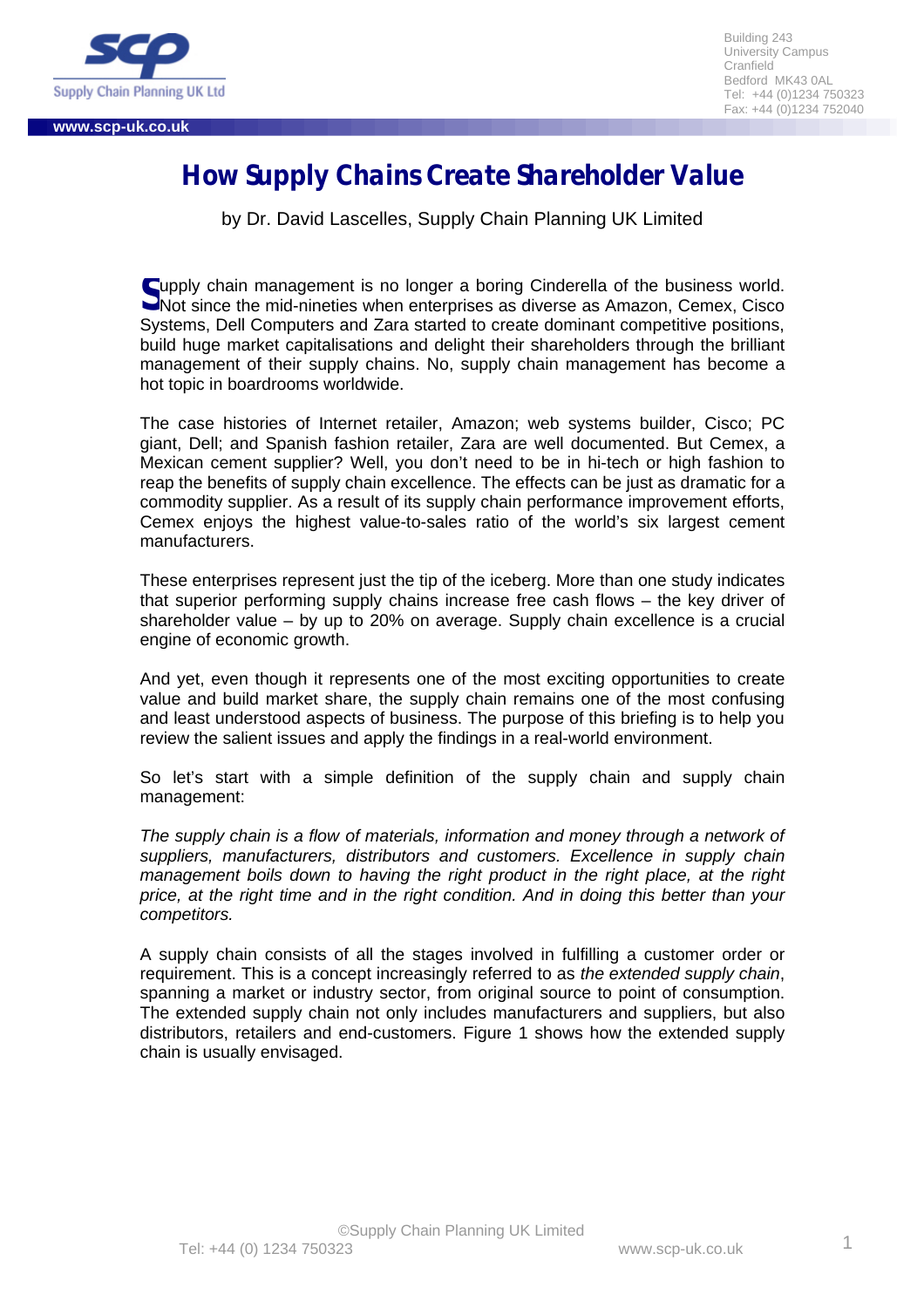# How Supply Chains Create Shareholder Value

by Dr. David Lascelles, Supply Chain Planning UK Limited

Supply chain management is no longer a boring Cinderella of the business world. Not since the mid-nineties when enterprises as diverse as Amazon, Cemex, Cisco Systems, Dell Computers and Zara started to create dominant competitive positions, build huge market capitalisations and delight their shareholders through the brilliant management of their supply chains. No, supply chain management has become a hot topic in boardrooms worldwide.

The case histories of Internet retailer, Amazon; web systems builder, Cisco; PC giant, Dell; and Spanish fashion retailer, Zara are well documented. But Cemex, a Mexican cement supplier? Well, you don't need to be in hi-tech or high fashion to reap the benefits of supply chain excellence. The effects can be just as dramatic for a commodity supplier. As a result of its supply chain performance improvement efforts, Cemex enjoys the highest value-to-sales ratio of the world's six largest cement manufacturers.

These enterprises represent just the tip of the iceberg. More than one study indicates that superior performing supply chains increase free cash flows – the key driver of shareholder value – by up to 20% on average. Supply chain excellence is a crucial engine of economic growth.

And yet, even though it represents one of the most exciting opportunities to create value and build market share, the supply chain remains one of the most confusing and least understood aspects of business. The purpose of this briefing is to help you review the salient issues and apply the findings in a real-world environment.

So let's start with a simple definition of the supply chain and supply chain management:

*The supply chain is a flow of materials, information and money through a network of suppliers, manufacturers, distributors and customers. Excellence in supply chain management boils down to having the right product in the right place, at the right price, at the right time and in the right condition. And in doing this better than your competitors.*

A supply chain consists of all the stages involved in fulfilling a customer order or requirement. This is a concept increasingly referred to as *the extended supply chain*, spanning a market or industry sector, from original source to point of consumption. The extended supply chain not only includes manufacturers and suppliers, but also distributors, retailers and end-customers. Figure 1 shows how the extended supply chain is usually envisaged.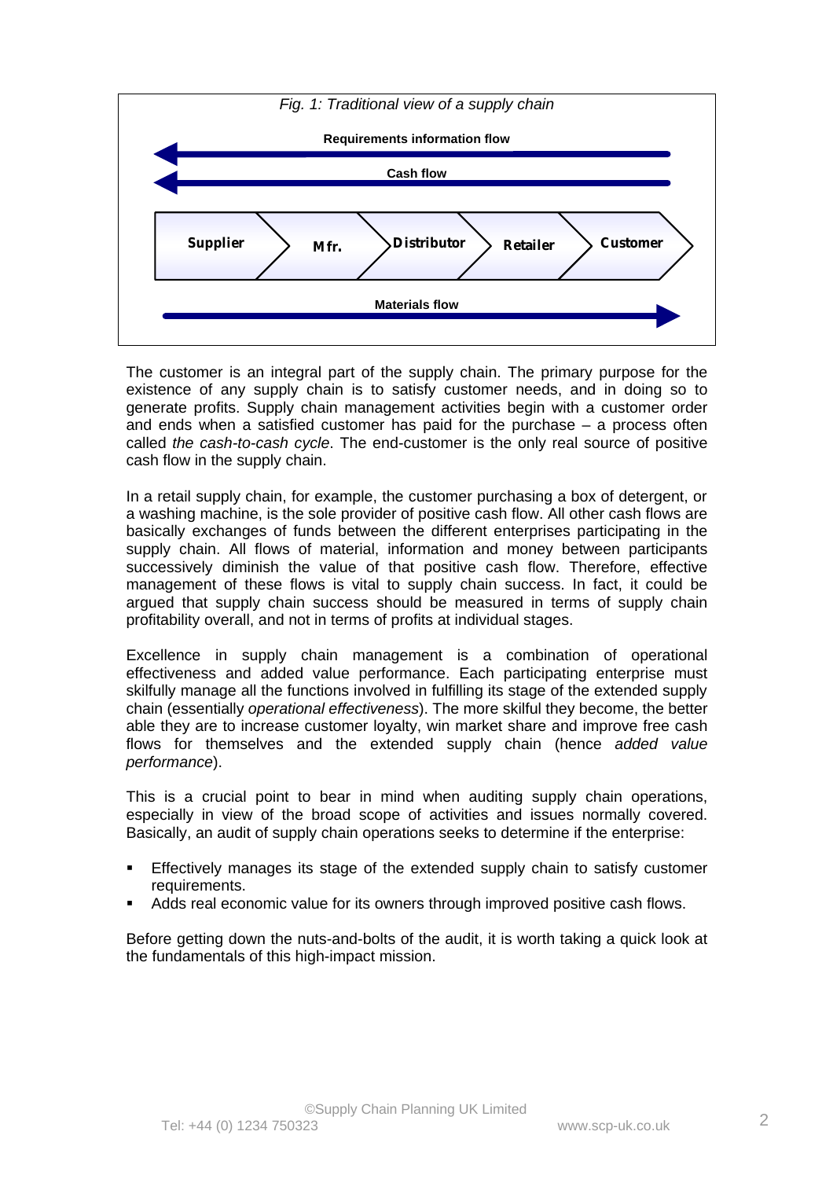*Fig. 1: Traditional view of a supply chain*

**Requirements information flow**

**Cash flow**

**Supplier** → **Mfr.** → **Distributor** → **Retailer** → **Customer**

**Materials flow**

The customer is an integral part of the supply chain. The primary purpose for the existence of any supply chain is to satisfy customer needs, and in doing so to generate profits. Supply chain management activities begin with a customer order and ends when a satisfied customer has paid for the purchase – a process often called *the cash-to-cash cycle*. The end-customer is the only real source of positive cash flow in the supply chain.

In a retail supply chain, for example, the customer purchasing a box of detergent, or a washing machine, is the sole provider of positive cash flow. All other cash flows are basically exchanges of funds between the different enterprises participating in the supply chain. All flows of material, information and money between participants successively diminish the value of that positive cash flow. Therefore, effective management of these flows is vital to supply chain success. In fact, it could be argued that supply chain success should be measured in terms of supply chain profitability overall, and not in terms of profits at individual stages.

Excellence in supply chain management is a combination of operational effectiveness and added value performance. Each participating enterprise must skilfully manage all the functions involved in fulfilling its stage of the extended supply chain (essentially *operational effectiveness*). The more skilful they become, the better able they are to increase customer loyalty, win market share and improve free cash flows for themselves and the extended supply chain (hence *added value performance*).

This is a crucial point to bear in mind when auditing supply chain operations, especially in view of the broad scope of activities and issues normally covered. Basically, an audit of supply chain operations seeks to determine if the enterprise:

- Effectively manages its stage of the extended supply chain to satisfy customer requirements.
- Adds real economic value for its owners through improved positive cash flows.

Before getting down the nuts-and-bolts of the audit, it is worth taking a quick look at the fundamentals of this high-impact mission.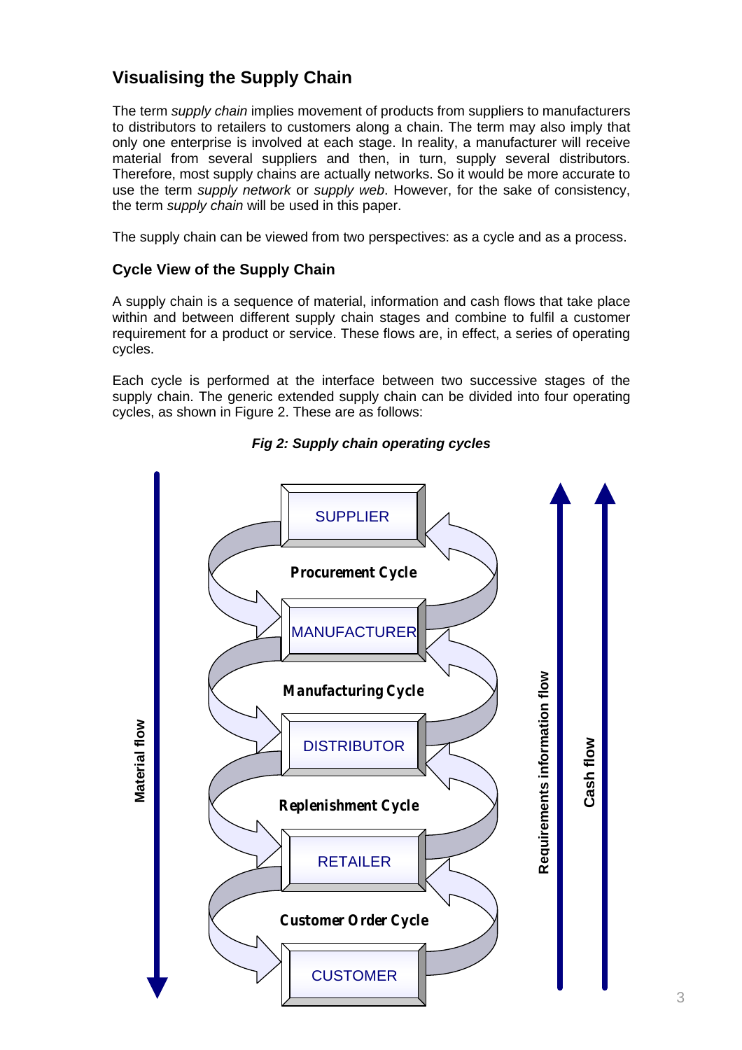## Visualising the Supply Chain

The term *supply chain* implies movement of products from suppliers to manufacturers to distributors to retailers to customers along a chain. The term may also imply that only one enterprise is involved at each stage. In reality, a manufacturer will receive material from several suppliers and then, in turn, supply several distributors. Therefore, most supply chains are actually networks. So it would be more accurate to use the term *supply network* or *supply web*. However, for the sake of consistency, the term *supply chain* will be used in this paper.

The supply chain can be viewed from two perspectives: as a cycle and as a process.

### Cycle View of the Supply Chain

A supply chain is a sequence of material, information and cash flows that take place within and between different supply chain stages and combine to fulfil a customer requirement for a product or service. These flows are, in effect, a series of operating cycles.

Each cycle is performed at the interface between two successive stages of the supply chain. The generic extended supply chain can be divided into four operating cycles, as shown in Figure 2. These are as follows:

***Fig 2: Supply chain operating cycles***

Material flow

SUPPLIER

Procurement Cycle

MANUFACTURER

Manufacturing Cycle

DISTRIBUTOR

Replenishment Cycle

RETAILER

Customer Order Cycle

CUSTOMER

Requirements information flow

Cash flow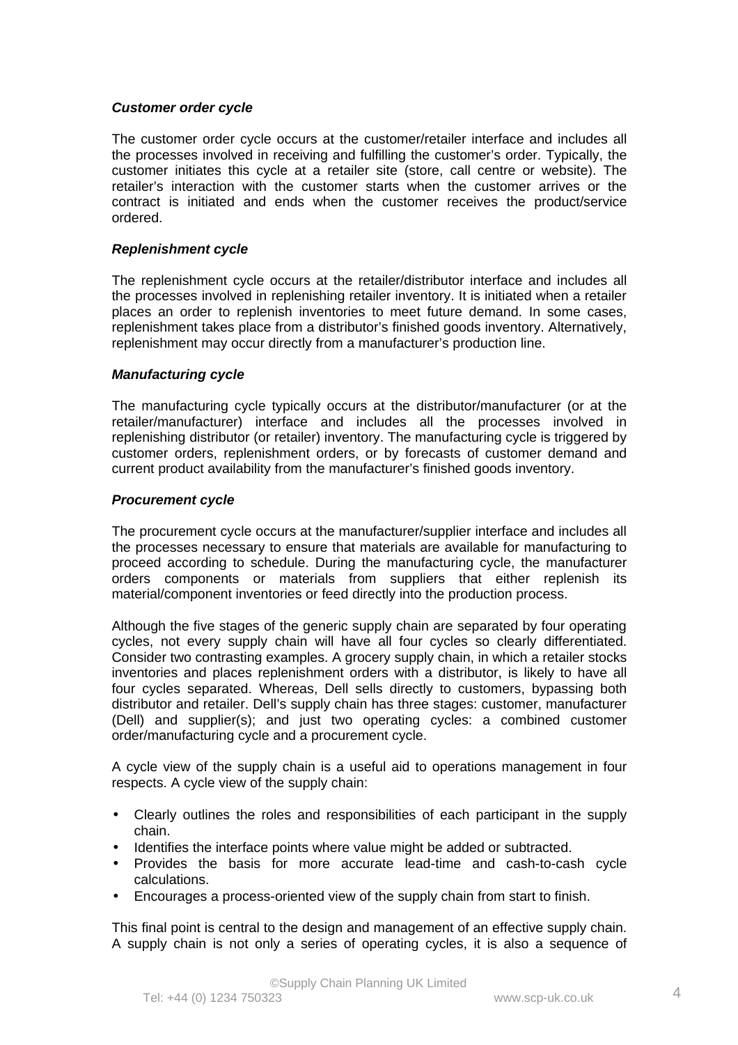***Customer order cycle***

The customer order cycle occurs at the customer/retailer interface and includes all the processes involved in receiving and fulfilling the customer's order. Typically, the customer initiates this cycle at a retailer site (store, call centre or website). The retailer's interaction with the customer starts when the customer arrives or the contract is initiated and ends when the customer receives the product/service ordered.

***Replenishment cycle***

The replenishment cycle occurs at the retailer/distributor interface and includes all the processes involved in replenishing retailer inventory. It is initiated when a retailer places an order to replenish inventories to meet future demand. In some cases, replenishment takes place from a distributor's finished goods inventory. Alternatively, replenishment may occur directly from a manufacturer's production line.

***Manufacturing cycle***

The manufacturing cycle typically occurs at the distributor/manufacturer (or at the retailer/manufacturer) interface and includes all the processes involved in replenishing distributor (or retailer) inventory. The manufacturing cycle is triggered by customer orders, replenishment orders, or by forecasts of customer demand and current product availability from the manufacturer's finished goods inventory.

***Procurement cycle***

The procurement cycle occurs at the manufacturer/supplier interface and includes all the processes necessary to ensure that materials are available for manufacturing to proceed according to schedule. During the manufacturing cycle, the manufacturer orders components or materials from suppliers that either replenish its material/component inventories or feed directly into the production process.

Although the five stages of the generic supply chain are separated by four operating cycles, not every supply chain will have all four cycles so clearly differentiated. Consider two contrasting examples. A grocery supply chain, in which a retailer stocks inventories and places replenishment orders with a distributor, is likely to have all four cycles separated. Whereas, Dell sells directly to customers, bypassing both distributor and retailer. Dell's supply chain has three stages: customer, manufacturer (Dell) and supplier(s); and just two operating cycles: a combined customer order/manufacturing cycle and a procurement cycle.

A cycle view of the supply chain is a useful aid to operations management in four respects. A cycle view of the supply chain:

- Clearly outlines the roles and responsibilities of each participant in the supply chain.
- Identifies the interface points where value might be added or subtracted.
- Provides the basis for more accurate lead-time and cash-to-cash cycle calculations.
- Encourages a process-oriented view of the supply chain from start to finish.

This final point is central to the design and management of an effective supply chain. A supply chain is not only a series of operating cycles, it is also a sequence of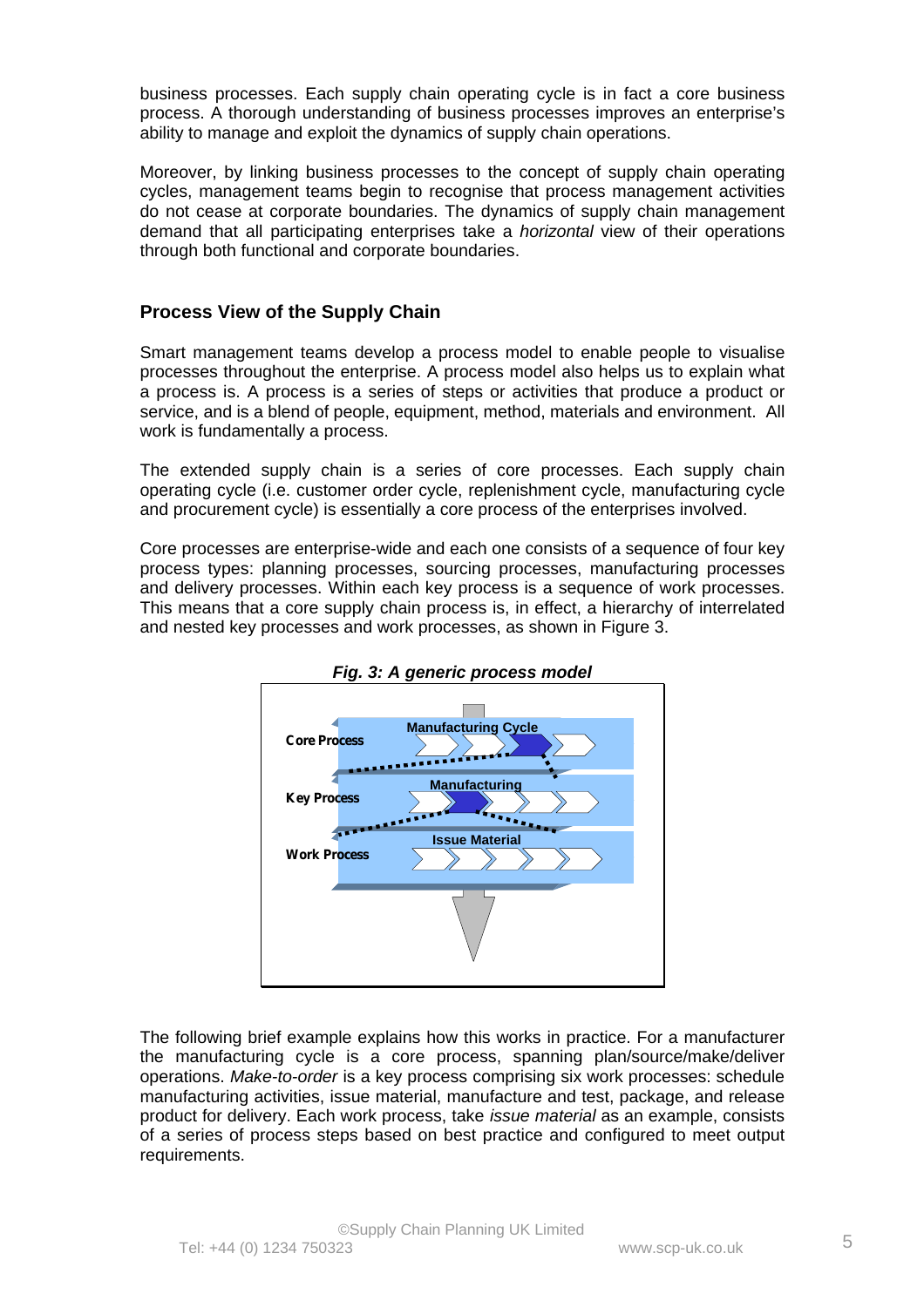business processes. Each supply chain operating cycle is in fact a core business process. A thorough understanding of business processes improves an enterprise's ability to manage and exploit the dynamics of supply chain operations.

Moreover, by linking business processes to the concept of supply chain operating cycles, management teams begin to recognise that process management activities do not cease at corporate boundaries. The dynamics of supply chain management demand that all participating enterprises take a *horizontal* view of their operations through both functional and corporate boundaries.

## Process View of the Supply Chain

Smart management teams develop a process model to enable people to visualise processes throughout the enterprise. A process model also helps us to explain what a process is. A process is a series of steps or activities that produce a product or service, and is a blend of people, equipment, method, materials and environment. All work is fundamentally a process.

The extended supply chain is a series of core processes. Each supply chain operating cycle (i.e. customer order cycle, replenishment cycle, manufacturing cycle and procurement cycle) is essentially a core process of the enterprises involved.

Core processes are enterprise-wide and each one consists of a sequence of four key process types: planning processes, sourcing processes, manufacturing processes and delivery processes. Within each key process is a sequence of work processes. This means that a core supply chain process is, in effect, a hierarchy of interrelated and nested key processes and work processes, as shown in Figure 3.

***Fig. 3: A generic process model***

Core Process — Manufacturing Cycle

Key Process — Manufacturing

Work Process — Issue Material

The following brief example explains how this works in practice. For a manufacturer the manufacturing cycle is a core process, spanning plan/source/make/deliver operations. *Make-to-order* is a key process comprising six work processes: schedule manufacturing activities, issue material, manufacture and test, package, and release product for delivery. Each work process, take *issue material* as an example, consists of a series of process steps based on best practice and configured to meet output requirements.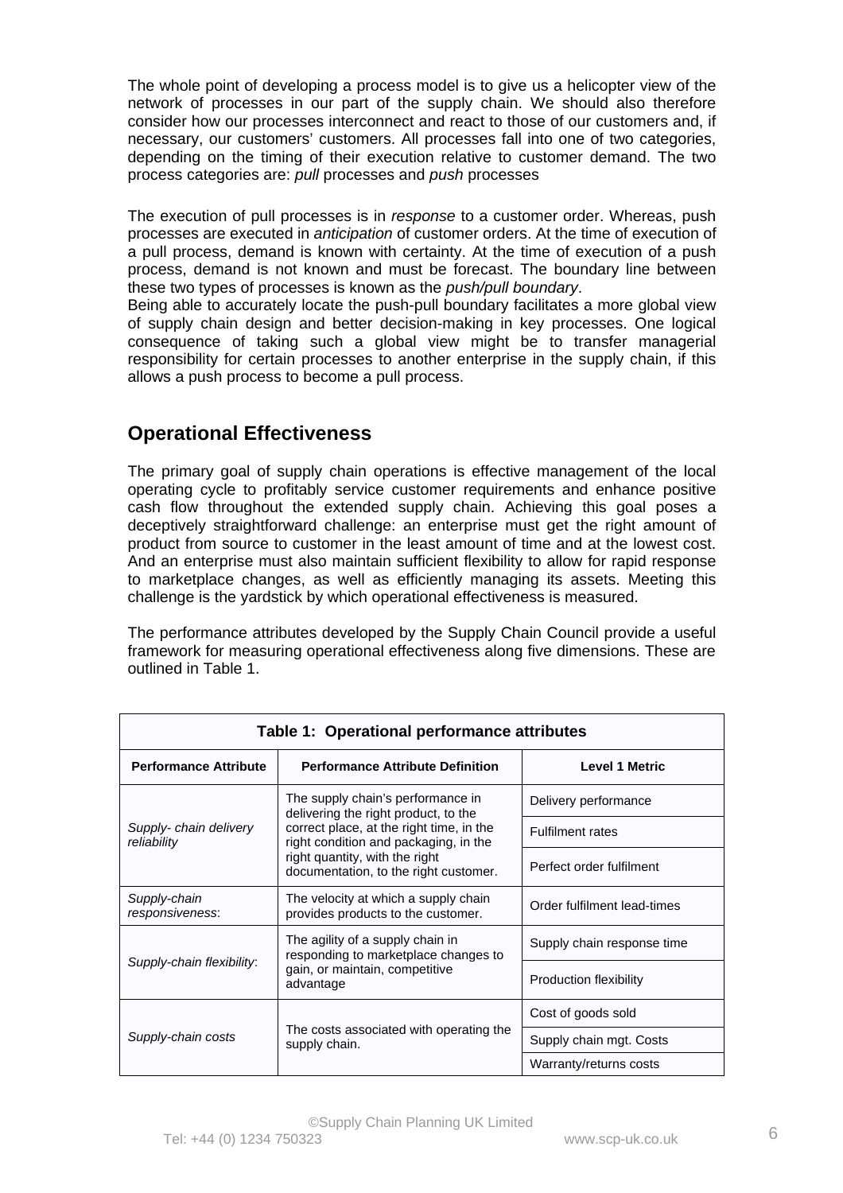The whole point of developing a process model is to give us a helicopter view of the network of processes in our part of the supply chain. We should also therefore consider how our processes interconnect and react to those of our customers and, if necessary, our customers' customers. All processes fall into one of two categories, depending on the timing of their execution relative to customer demand. The two process categories are: *pull* processes and *push* processes

The execution of pull processes is in *response* to a customer order. Whereas, push processes are executed in *anticipation* of customer orders. At the time of execution of a pull process, demand is known with certainty. At the time of execution of a push process, demand is not known and must be forecast. The boundary line between these two types of processes is known as the *push/pull boundary*.
Being able to accurately locate the push-pull boundary facilitates a more global view of supply chain design and better decision-making in key processes. One logical consequence of taking such a global view might be to transfer managerial responsibility for certain processes to another enterprise in the supply chain, if this allows a push process to become a pull process.

## Operational Effectiveness

The primary goal of supply chain operations is effective management of the local operating cycle to profitably service customer requirements and enhance positive cash flow throughout the extended supply chain. Achieving this goal poses a deceptively straightforward challenge: an enterprise must get the right amount of product from source to customer in the least amount of time and at the lowest cost. And an enterprise must also maintain sufficient flexibility to allow for rapid response to marketplace changes, as well as efficiently managing its assets. Meeting this challenge is the yardstick by which operational effectiveness is measured.

The performance attributes developed by the Supply Chain Council provide a useful framework for measuring operational effectiveness along five dimensions. These are outlined in Table 1.

**Table 1: Operational performance attributes**

| Performance Attribute | Performance Attribute Definition | Level 1 Metric |
|---|---|---|
| *Supply- chain delivery reliability* | The supply chain's performance in delivering the right product, to the correct place, at the right time, in the right condition and packaging, in the right quantity, with the right documentation, to the right customer. | Delivery performance |
| | | Fulfilment rates |
| | | Perfect order fulfilment |
| *Supply-chain responsiveness*: | The velocity at which a supply chain provides products to the customer. | Order fulfilment lead-times |
| *Supply-chain flexibility*: | The agility of a supply chain in responding to marketplace changes to gain, or maintain, competitive advantage | Supply chain response time |
| | | Production flexibility |
| *Supply-chain costs* | The costs associated with operating the supply chain. | Cost of goods sold |
| | | Supply chain mgt. Costs |
| | | Warranty/returns costs |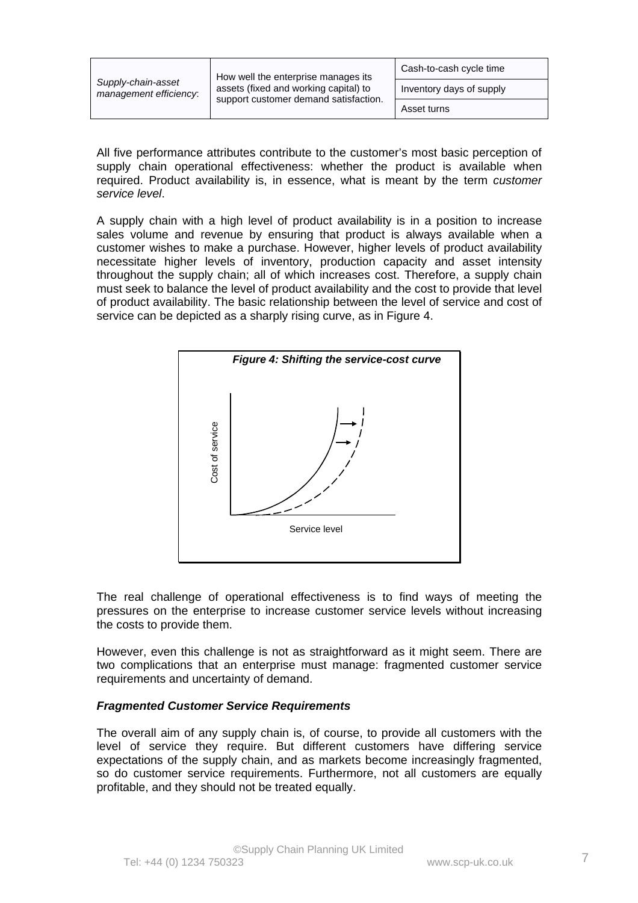| | | |
|---|---|---|
| *Supply-chain-asset management efficiency*: | How well the enterprise manages its assets (fixed and working capital) to support customer demand satisfaction. | Cash-to-cash cycle time |
| | | Inventory days of supply |
| | | Asset turns |

All five performance attributes contribute to the customer's most basic perception of supply chain operational effectiveness: whether the product is available when required. Product availability is, in essence, what is meant by the term *customer service level*.

A supply chain with a high level of product availability is in a position to increase sales volume and revenue by ensuring that product is always available when a customer wishes to make a purchase. However, higher levels of product availability necessitate higher levels of inventory, production capacity and asset intensity throughout the supply chain; all of which increases cost. Therefore, a supply chain must seek to balance the level of product availability and the cost to provide that level of product availability. The basic relationship between the level of service and cost of service can be depicted as a sharply rising curve, as in Figure 4.

***Figure 4: Shifting the service-cost curve***

The real challenge of operational effectiveness is to find ways of meeting the pressures on the enterprise to increase customer service levels without increasing the costs to provide them.

However, even this challenge is not as straightforward as it might seem. There are two complications that an enterprise must manage: fragmented customer service requirements and uncertainty of demand.

***Fragmented Customer Service Requirements***

The overall aim of any supply chain is, of course, to provide all customers with the level of service they require. But different customers have differing service expectations of the supply chain, and as markets become increasingly fragmented, so do customer service requirements. Furthermore, not all customers are equally profitable, and they should not be treated equally.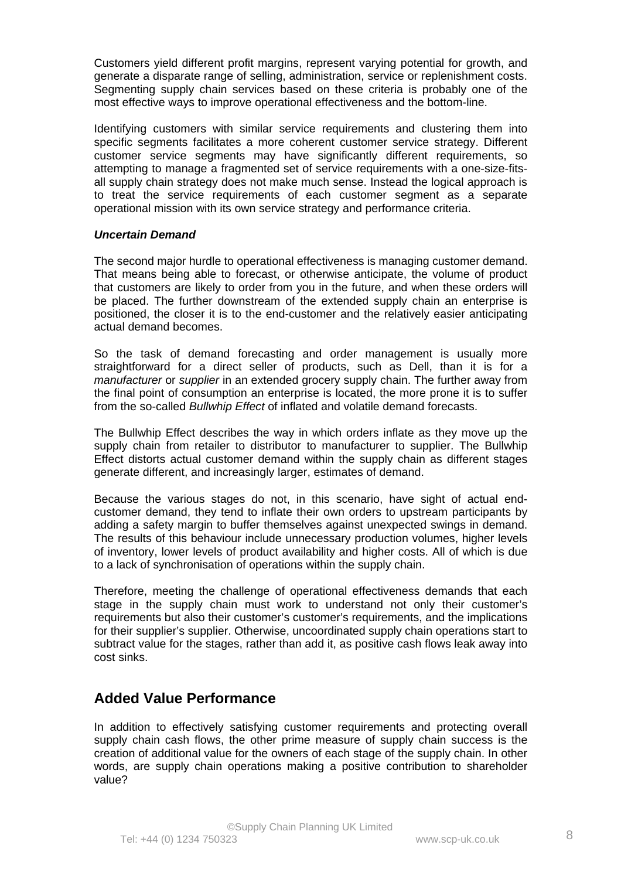Customers yield different profit margins, represent varying potential for growth, and generate a disparate range of selling, administration, service or replenishment costs. Segmenting supply chain services based on these criteria is probably one of the most effective ways to improve operational effectiveness and the bottom-line.

Identifying customers with similar service requirements and clustering them into specific segments facilitates a more coherent customer service strategy. Different customer service segments may have significantly different requirements, so attempting to manage a fragmented set of service requirements with a one-size-fits-all supply chain strategy does not make much sense. Instead the logical approach is to treat the service requirements of each customer segment as a separate operational mission with its own service strategy and performance criteria.

### *Uncertain Demand*

The second major hurdle to operational effectiveness is managing customer demand. That means being able to forecast, or otherwise anticipate, the volume of product that customers are likely to order from you in the future, and when these orders will be placed. The further downstream of the extended supply chain an enterprise is positioned, the closer it is to the end-customer and the relatively easier anticipating actual demand becomes.

So the task of demand forecasting and order management is usually more straightforward for a direct seller of products, such as Dell, than it is for a *manufacturer* or *supplier* in an extended grocery supply chain. The further away from the final point of consumption an enterprise is located, the more prone it is to suffer from the so-called *Bullwhip Effect* of inflated and volatile demand forecasts.

The Bullwhip Effect describes the way in which orders inflate as they move up the supply chain from retailer to distributor to manufacturer to supplier. The Bullwhip Effect distorts actual customer demand within the supply chain as different stages generate different, and increasingly larger, estimates of demand.

Because the various stages do not, in this scenario, have sight of actual end-customer demand, they tend to inflate their own orders to upstream participants by adding a safety margin to buffer themselves against unexpected swings in demand. The results of this behaviour include unnecessary production volumes, higher levels of inventory, lower levels of product availability and higher costs. All of which is due to a lack of synchronisation of operations within the supply chain.

Therefore, meeting the challenge of operational effectiveness demands that each stage in the supply chain must work to understand not only their customer's requirements but also their customer's customer's requirements, and the implications for their supplier's supplier. Otherwise, uncoordinated supply chain operations start to subtract value for the stages, rather than add it, as positive cash flows leak away into cost sinks.

## Added Value Performance

In addition to effectively satisfying customer requirements and protecting overall supply chain cash flows, the other prime measure of supply chain success is the creation of additional value for the owners of each stage of the supply chain. In other words, are supply chain operations making a positive contribution to shareholder value?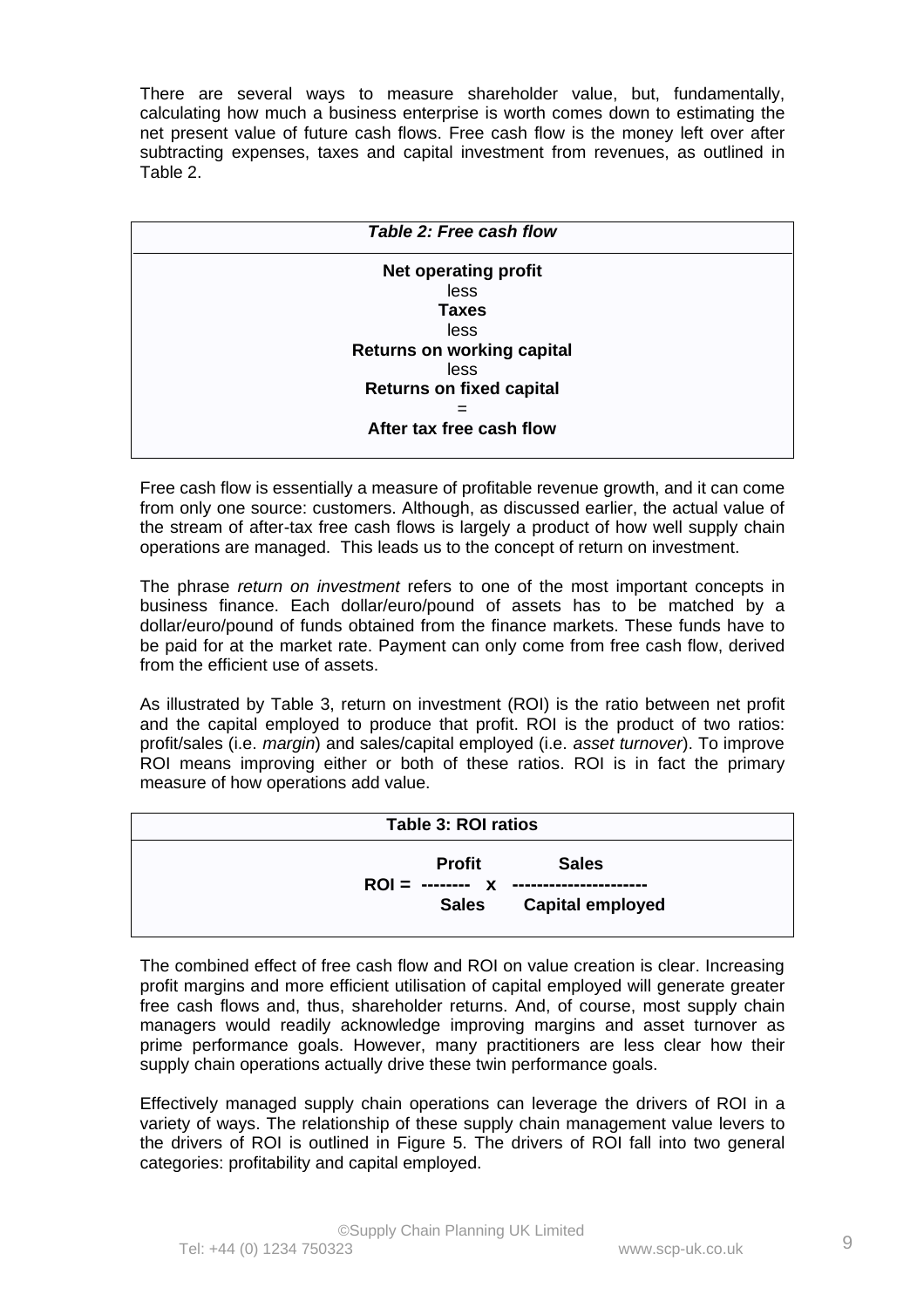There are several ways to measure shareholder value, but, fundamentally, calculating how much a business enterprise is worth comes down to estimating the net present value of future cash flows. Free cash flow is the money left over after subtracting expenses, taxes and capital investment from revenues, as outlined in Table 2.

| *Table 2: Free cash flow* |
|---|
| **Net operating profit** |
| less |
| **Taxes** |
| less |
| **Returns on working capital** |
| less |
| **Returns on fixed capital** |
| = |
| **After tax free cash flow** |

Free cash flow is essentially a measure of profitable revenue growth, and it can come from only one source: customers. Although, as discussed earlier, the actual value of the stream of after-tax free cash flows is largely a product of how well supply chain operations are managed. This leads us to the concept of return on investment.

The phrase *return on investment* refers to one of the most important concepts in business finance. Each dollar/euro/pound of assets has to be matched by a dollar/euro/pound of funds obtained from the finance markets. These funds have to be paid for at the market rate. Payment can only come from free cash flow, derived from the efficient use of assets.

As illustrated by Table 3, return on investment (ROI) is the ratio between net profit and the capital employed to produce that profit. ROI is the product of two ratios: profit/sales (i.e. *margin*) and sales/capital employed (i.e. *asset turnover*). To improve ROI means improving either or both of these ratios. ROI is in fact the primary measure of how operations add value.

**Table 3: ROI ratios**

$$\textbf{ROI} = \frac{\textbf{Profit}}{\textbf{Sales}} \times \frac{\textbf{Sales}}{\textbf{Capital employed}}$$

The combined effect of free cash flow and ROI on value creation is clear. Increasing profit margins and more efficient utilisation of capital employed will generate greater free cash flows and, thus, shareholder returns. And, of course, most supply chain managers would readily acknowledge improving margins and asset turnover as prime performance goals. However, many practitioners are less clear how their supply chain operations actually drive these twin performance goals.

Effectively managed supply chain operations can leverage the drivers of ROI in a variety of ways. The relationship of these supply chain management value levers to the drivers of ROI is outlined in Figure 5. The drivers of ROI fall into two general categories: profitability and capital employed.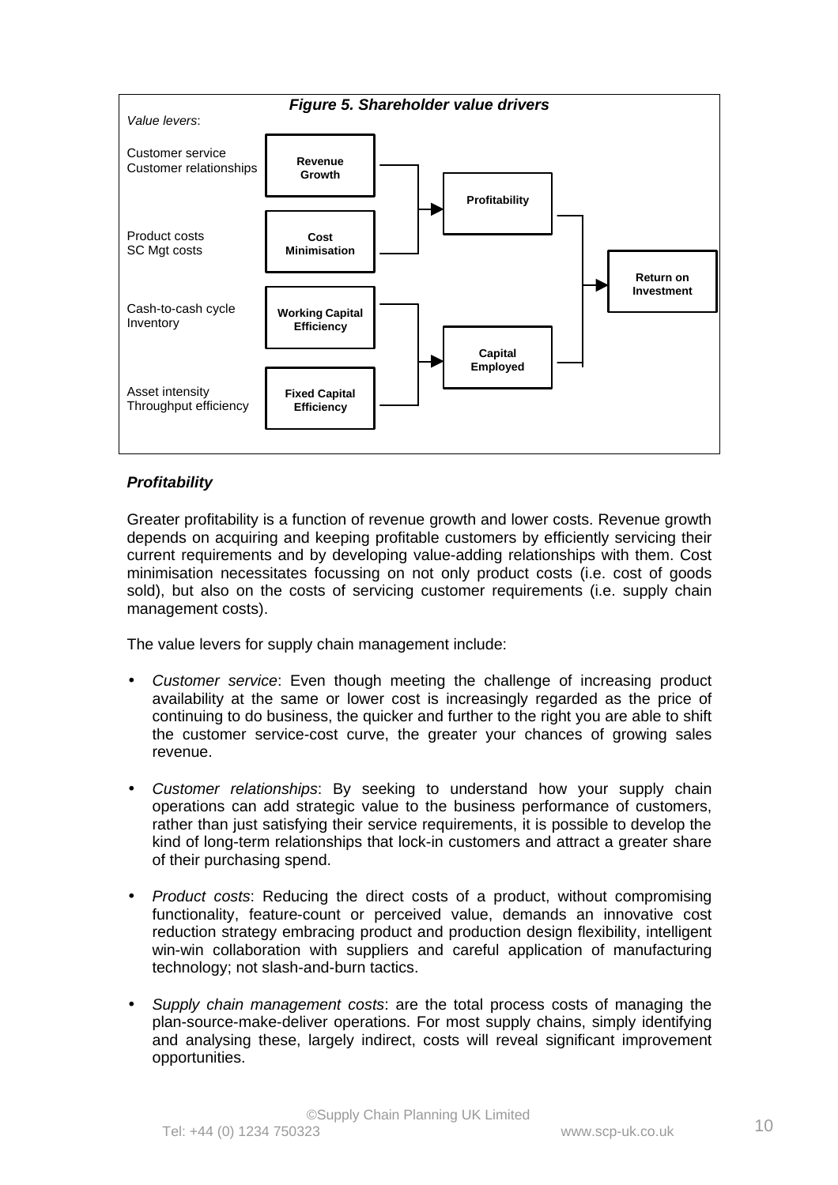*Figure 5. Shareholder value drivers*

| Value levers: | Driver | | |
|---|---|---|---|
| Customer service<br>Customer relationships | **Revenue Growth** | **Profitability** | **Return on Investment** |
| Product costs<br>SC Mgt costs | **Cost Minimisation** | | |
| Cash-to-cash cycle<br>Inventory | **Working Capital Efficiency** | **Capital Employed** | |
| Asset intensity<br>Throughput efficiency | **Fixed Capital Efficiency** | | |

### *Profitability*

Greater profitability is a function of revenue growth and lower costs. Revenue growth depends on acquiring and keeping profitable customers by efficiently servicing their current requirements and by developing value-adding relationships with them. Cost minimisation necessitates focussing on not only product costs (i.e. cost of goods sold), but also on the costs of servicing customer requirements (i.e. supply chain management costs).

The value levers for supply chain management include:

- *Customer service*: Even though meeting the challenge of increasing product availability at the same or lower cost is increasingly regarded as the price of continuing to do business, the quicker and further to the right you are able to shift the customer service-cost curve, the greater your chances of growing sales revenue.

- *Customer relationships*: By seeking to understand how your supply chain operations can add strategic value to the business performance of customers, rather than just satisfying their service requirements, it is possible to develop the kind of long-term relationships that lock-in customers and attract a greater share of their purchasing spend.

- *Product costs*: Reducing the direct costs of a product, without compromising functionality, feature-count or perceived value, demands an innovative cost reduction strategy embracing product and production design flexibility, intelligent win-win collaboration with suppliers and careful application of manufacturing technology; not slash-and-burn tactics.

- *Supply chain management costs*: are the total process costs of managing the plan-source-make-deliver operations. For most supply chains, simply identifying and analysing these, largely indirect, costs will reveal significant improvement opportunities.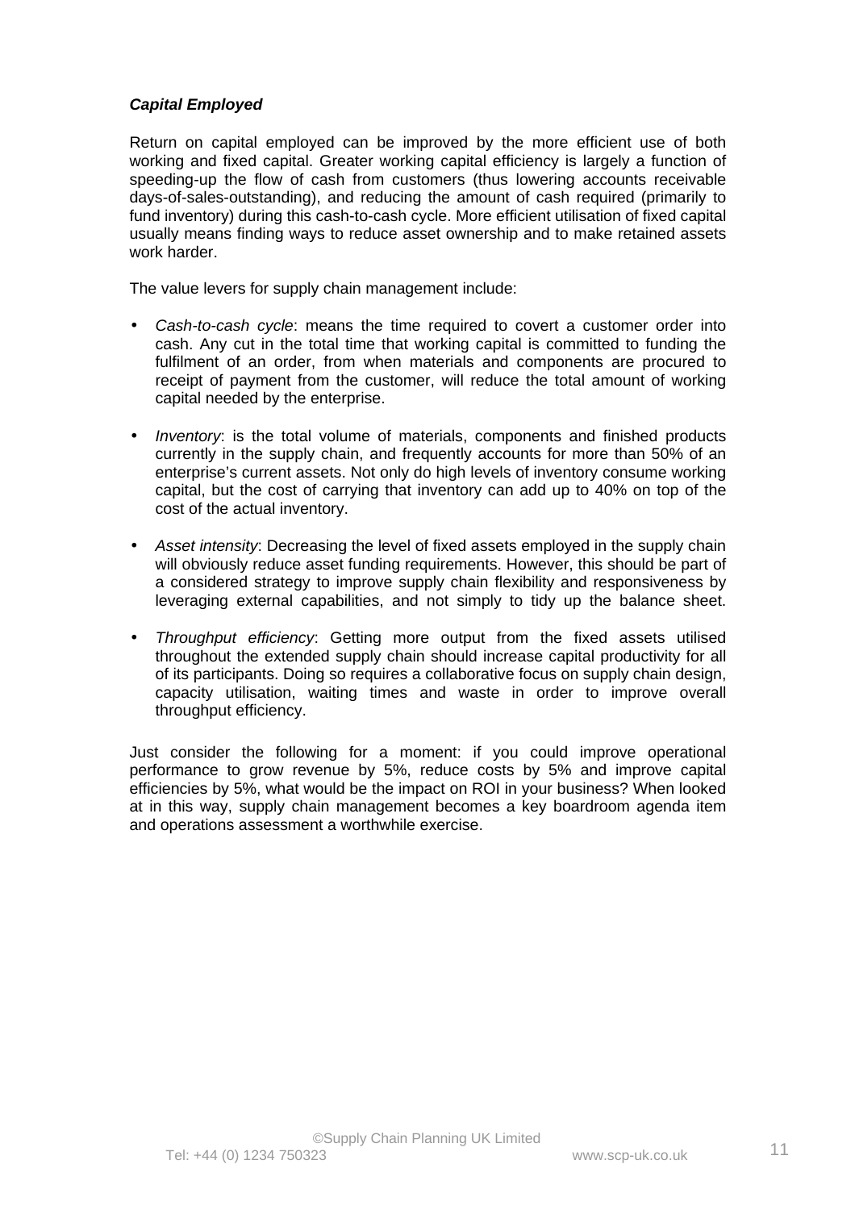***Capital Employed***

Return on capital employed can be improved by the more efficient use of both working and fixed capital. Greater working capital efficiency is largely a function of speeding-up the flow of cash from customers (thus lowering accounts receivable days-of-sales-outstanding), and reducing the amount of cash required (primarily to fund inventory) during this cash-to-cash cycle. More efficient utilisation of fixed capital usually means finding ways to reduce asset ownership and to make retained assets work harder.

The value levers for supply chain management include:

- *Cash-to-cash cycle*: means the time required to covert a customer order into cash. Any cut in the total time that working capital is committed to funding the fulfilment of an order, from when materials and components are procured to receipt of payment from the customer, will reduce the total amount of working capital needed by the enterprise.

- *Inventory*: is the total volume of materials, components and finished products currently in the supply chain, and frequently accounts for more than 50% of an enterprise's current assets. Not only do high levels of inventory consume working capital, but the cost of carrying that inventory can add up to 40% on top of the cost of the actual inventory.

- *Asset intensity*: Decreasing the level of fixed assets employed in the supply chain will obviously reduce asset funding requirements. However, this should be part of a considered strategy to improve supply chain flexibility and responsiveness by leveraging external capabilities, and not simply to tidy up the balance sheet.

- *Throughput efficiency*: Getting more output from the fixed assets utilised throughout the extended supply chain should increase capital productivity for all of its participants. Doing so requires a collaborative focus on supply chain design, capacity utilisation, waiting times and waste in order to improve overall throughput efficiency.

Just consider the following for a moment: if you could improve operational performance to grow revenue by 5%, reduce costs by 5% and improve capital efficiencies by 5%, what would be the impact on ROI in your business? When looked at in this way, supply chain management becomes a key boardroom agenda item and operations assessment a worthwhile exercise.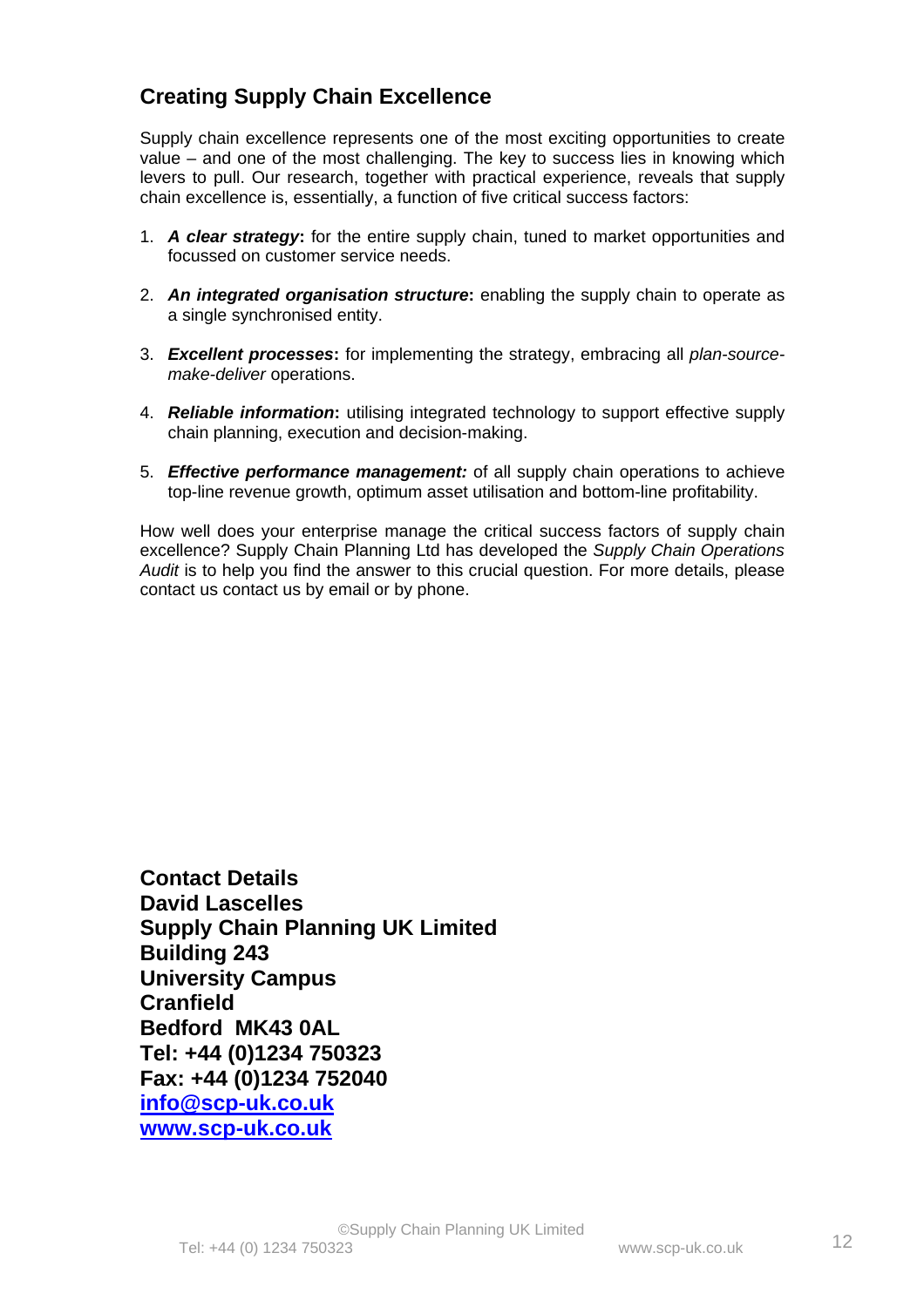## Creating Supply Chain Excellence

Supply chain excellence represents one of the most exciting opportunities to create value – and one of the most challenging. The key to success lies in knowing which levers to pull. Our research, together with practical experience, reveals that supply chain excellence is, essentially, a function of five critical success factors:

1. ***A clear strategy*:** for the entire supply chain, tuned to market opportunities and focussed on customer service needs.
2. ***An integrated organisation structure*:** enabling the supply chain to operate as a single synchronised entity.
3. ***Excellent processes*:** for implementing the strategy, embracing all *plan-source-make-deliver* operations.
4. ***Reliable information*:** utilising integrated technology to support effective supply chain planning, execution and decision-making.
5. ***Effective performance management:*** of all supply chain operations to achieve top-line revenue growth, optimum asset utilisation and bottom-line profitability.

How well does your enterprise manage the critical success factors of supply chain excellence? Supply Chain Planning Ltd has developed the *Supply Chain Operations Audit* is to help you find the answer to this crucial question. For more details, please contact us contact us by email or by phone.

**Contact Details**
**David Lascelles**
**Supply Chain Planning UK Limited**
**Building 243**
**University Campus**
**Cranfield**
**Bedford MK43 0AL**
**Tel: +44 (0)1234 750323**
**Fax: +44 (0)1234 752040**
**[info@scp-uk.co.uk](mailto:info@scp-uk.co.uk)**
**[www.scp-uk.co.uk](http://www.scp-uk.co.uk)**